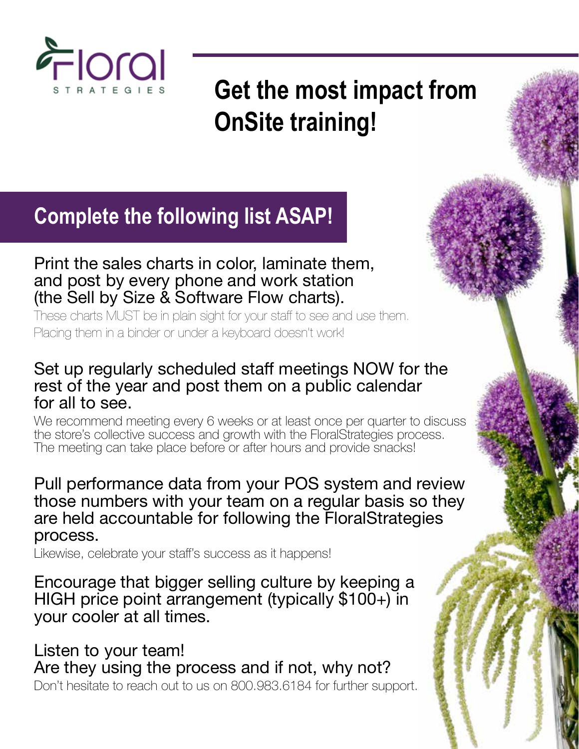Floral STRATEGIES

# Get the most impact from OnSite training!

## Complete the following list ASAP!

### Print the sales charts in color, laminate them, and post by every phone and work station (the Sell by Size & Software Flow charts).

These charts MUST be in plain sight for your staff to see and use them. Placing them in a binder or under a keyboard doesn't work!

### Set up regularly scheduled staff meetings NOW for the rest of the year and post them on a public calendar for all to see.

We recommend meeting every 6 weeks or at least once per quarter to discuss the store's collective success and growth with the FloralStrategies process. The meeting can take place before or after hours and provide snacks!

### Pull performance data from your POS system and review those numbers with your team on a regular basis so they are held accountable for following the FloralStrategies process.

Likewise, celebrate your staff's success as it happens!

### Encourage that bigger selling culture by keeping a HIGH price point arrangement (typically $100+) in your cooler at all times.

### Listen to your team! Are they using the process and if not, why not?

Don't hesitate to reach out to us on 800.983.6184 for further support.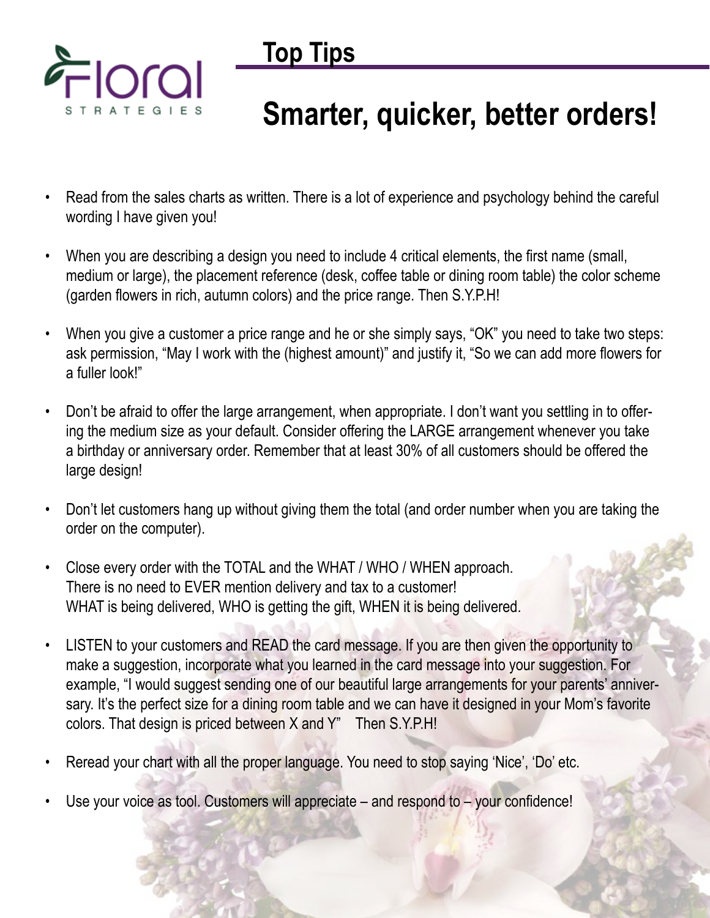Floral STRATEGIES

## Top Tips

# Smarter, quicker, better orders!

- Read from the sales charts as written. There is a lot of experience and psychology behind the careful wording I have given you!

- When you are describing a design you need to include 4 critical elements, the first name (small, medium or large), the placement reference (desk, coffee table or dining room table) the color scheme (garden flowers in rich, autumn colors) and the price range. Then S.Y.P.H!

- When you give a customer a price range and he or she simply says, "OK" you need to take two steps: ask permission, "May I work with the (highest amount)" and justify it, "So we can add more flowers for a fuller look!"

- Don't be afraid to offer the large arrangement, when appropriate. I don't want you settling in to offering the medium size as your default. Consider offering the LARGE arrangement whenever you take a birthday or anniversary order. Remember that at least 30% of all customers should be offered the large design!

- Don't let customers hang up without giving them the total (and order number when you are taking the order on the computer).

- Close every order with the TOTAL and the WHAT / WHO / WHEN approach.
  There is no need to EVER mention delivery and tax to a customer!
  WHAT is being delivered, WHO is getting the gift, WHEN it is being delivered.

- LISTEN to your customers and READ the card message. If you are then given the opportunity to make a suggestion, incorporate what you learned in the card message into your suggestion. For example, "I would suggest sending one of our beautiful large arrangements for your parents' anniversary. It's the perfect size for a dining room table and we can have it designed in your Mom's favorite colors. That design is priced between X and Y"   Then S.Y.P.H!

- Reread your chart with all the proper language. You need to stop saying 'Nice', 'Do' etc.

- Use your voice as tool. Customers will appreciate – and respond to – your confidence!